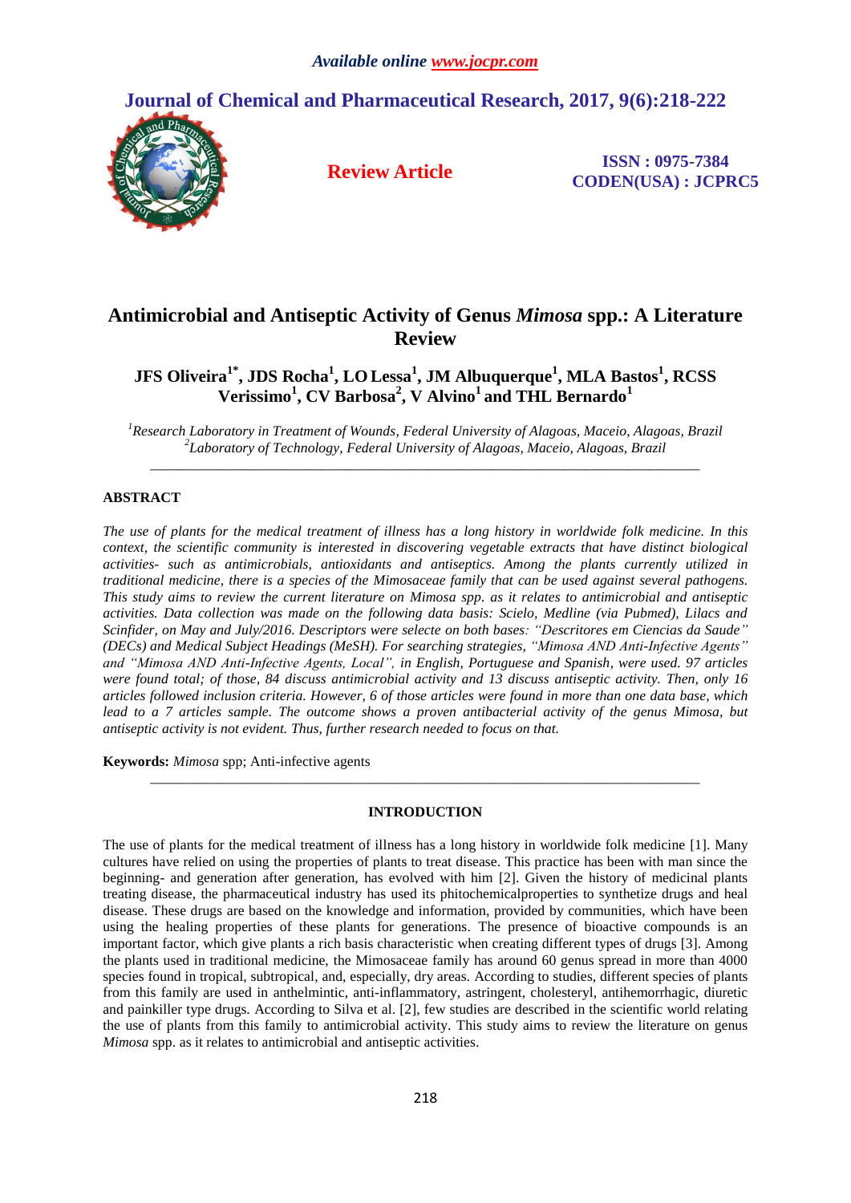# Antimicrobial and Antiseptic Activity of Genus *Mimosa* spp.: A Literature Review

**JFS Oliveira[1*], JDS Rocha[1], LO Lessa[1], JM Albuquerque[1], MLA Bastos[1], RCSS Verissimo[1], CV Barbosa[2], V Alvino[1] and THL Bernardo[1]**

*[1]Research Laboratory in Treatment of Wounds, Federal University of Alagoas, Maceio, Alagoas, Brazil*
*[2]Laboratory of Technology, Federal University of Alagoas, Maceio, Alagoas, Brazil*

---

## ABSTRACT

*The use of plants for the medical treatment of illness has a long history in worldwide folk medicine. In this context, the scientific community is interested in discovering vegetable extracts that have distinct biological activities- such as antimicrobials, antioxidants and antiseptics. Among the plants currently utilized in traditional medicine, there is a species of the Mimosaceae family that can be used against several pathogens. This study aims to review the current literature on Mimosa spp. as it relates to antimicrobial and antiseptic activities. Data collection was made on the following data basis: Scielo, Medline (via Pubmed), Lilacs and Scinfider, on May and July/2016. Descriptors were selecte on both bases: "Descritores em Ciencias da Saude" (DECs) and Medical Subject Headings (MeSH). For searching strategies, "Mimosa AND Anti-Infective Agents" and "Mimosa AND Anti-Infective Agents, Local", in English, Portuguese and Spanish, were used. 97 articles were found total; of those, 84 discuss antimicrobial activity and 13 discuss antiseptic activity. Then, only 16 articles followed inclusion criteria. However, 6 of those articles were found in more than one data base, which lead to a 7 articles sample. The outcome shows a proven antibacterial activity of the genus Mimosa, but antiseptic activity is not evident. Thus, further research needed to focus on that.*

**Keywords:** *Mimosa* spp; Anti-infective agents

---

## INTRODUCTION

The use of plants for the medical treatment of illness has a long history in worldwide folk medicine [1]. Many cultures have relied on using the properties of plants to treat disease. This practice has been with man since the beginning- and generation after generation, has evolved with him [2]. Given the history of medicinal plants treating disease, the pharmaceutical industry has used its phitochemicalproperties to synthetize drugs and heal disease. These drugs are based on the knowledge and information, provided by communities, which have been using the healing properties of these plants for generations. The presence of bioactive compounds is an important factor, which give plants a rich basis characteristic when creating different types of drugs [3]. Among the plants used in traditional medicine, the Mimosaceae family has around 60 genus spread in more than 4000 species found in tropical, subtropical, and, especially, dry areas. According to studies, different species of plants from this family are used in anthelmintic, anti-inflammatory, astringent, cholesteryl, antihemorrhagic, diuretic and painkiller type drugs. According to Silva et al. [2], few studies are described in the scientific world relating the use of plants from this family to antimicrobial activity. This study aims to review the literature on genus *Mimosa* spp. as it relates to antimicrobial and antiseptic activities.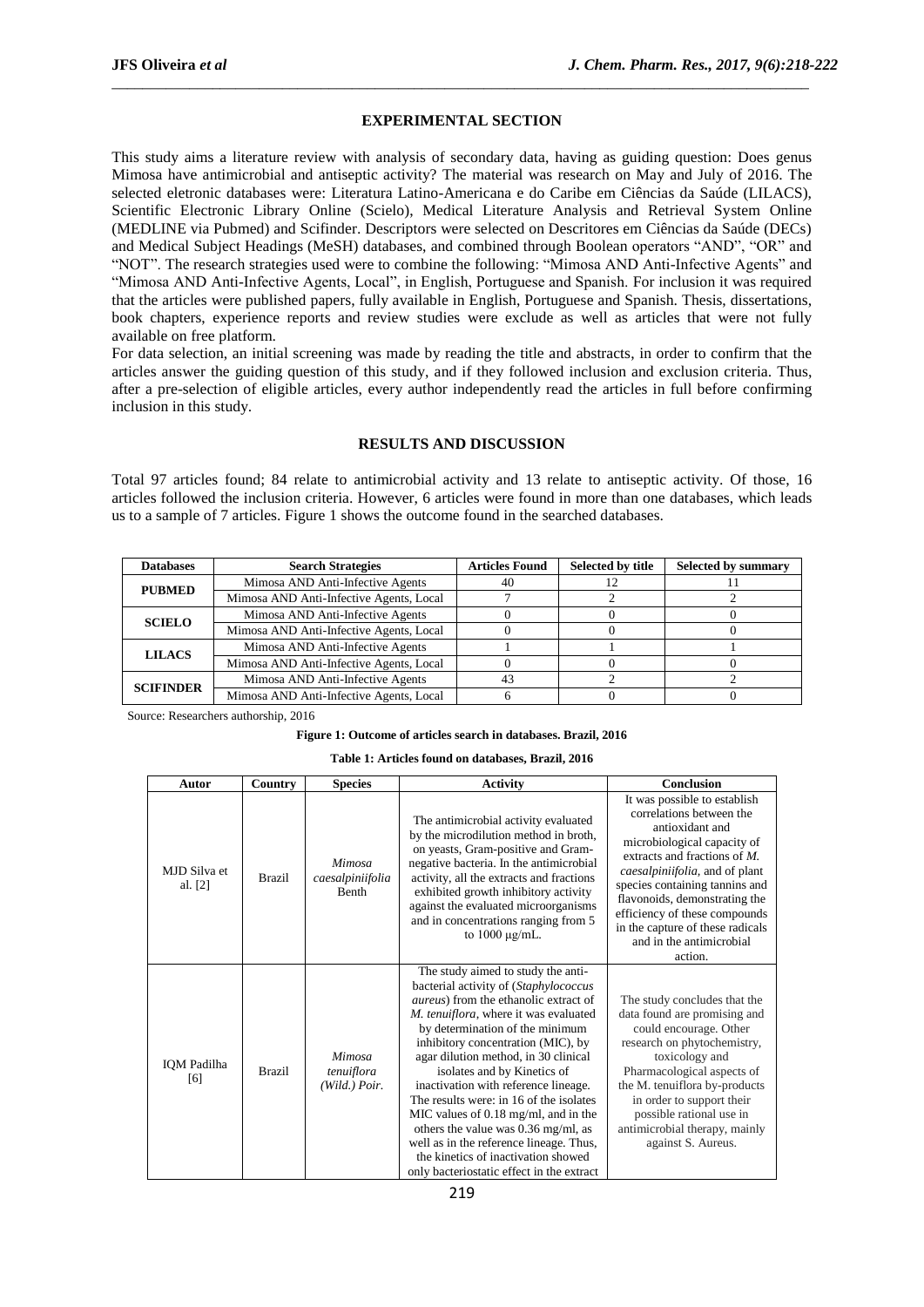## EXPERIMENTAL SECTION

This study aims a literature review with analysis of secondary data, having as guiding question: Does genus Mimosa have antimicrobial and antiseptic activity? The material was research on May and July of 2016. The selected eletronic databases were: Literatura Latino-Americana e do Caribe em Ciências da Saúde (LILACS), Scientific Electronic Library Online (Scielo), Medical Literature Analysis and Retrieval System Online (MEDLINE via Pubmed) and Scifinder. Descriptors were selected on Descritores em Ciências da Saúde (DECs) and Medical Subject Headings (MeSH) databases, and combined through Boolean operators "AND", "OR" and "NOT". The research strategies used were to combine the following: "Mimosa AND Anti-Infective Agents" and "Mimosa AND Anti-Infective Agents, Local", in English, Portuguese and Spanish. For inclusion it was required that the articles were published papers, fully available in English, Portuguese and Spanish. Thesis, dissertations, book chapters, experience reports and review studies were exclude as well as articles that were not fully available on free platform.

For data selection, an initial screening was made by reading the title and abstracts, in order to confirm that the articles answer the guiding question of this study, and if they followed inclusion and exclusion criteria. Thus, after a pre-selection of eligible articles, every author independently read the articles in full before confirming inclusion in this study.

## RESULTS AND DISCUSSION

Total 97 articles found; 84 relate to antimicrobial activity and 13 relate to antiseptic activity. Of those, 16 articles followed the inclusion criteria. However, 6 articles were found in more than one databases, which leads us to a sample of 7 articles. Figure 1 shows the outcome found in the searched databases.

| Databases | Search Strategies | Articles Found | Selected by title | Selected by summary |
|---|---|---|---|---|
| PUBMED | Mimosa AND Anti-Infective Agents | 40 | 12 | 11 |
| | Mimosa AND Anti-Infective Agents, Local | 7 | 2 | 2 |
| SCIELO | Mimosa AND Anti-Infective Agents | 0 | 0 | 0 |
| | Mimosa AND Anti-Infective Agents, Local | 0 | 0 | 0 |
| LILACS | Mimosa AND Anti-Infective Agents | 1 | 1 | 1 |
| | Mimosa AND Anti-Infective Agents, Local | 0 | 0 | 0 |
| SCIFINDER | Mimosa AND Anti-Infective Agents | 43 | 2 | 2 |
| | Mimosa AND Anti-Infective Agents, Local | 6 | 0 | 0 |

Source: Researchers authorship, 2016

**Figure 1: Outcome of articles search in databases. Brazil, 2016**

**Table 1: Articles found on databases, Brazil, 2016**

| Autor | Country | Species | Activity | Conclusion |
|---|---|---|---|---|
| MJD Silva et al. [2] | Brazil | *Mimosa caesalpiniifolia* Benth | The antimicrobial activity evaluated by the microdilution method in broth, on yeasts, Gram-positive and Gram-negative bacteria. In the antimicrobial activity, all the extracts and fractions exhibited growth inhibitory activity against the evaluated microorganisms and in concentrations ranging from 5 to 1000 μg/mL. | It was possible to establish correlations between the antioxidant and microbiological capacity of extracts and fractions of *M. caesalpiniifolia*, and of plant species containing tannins and flavonoids, demonstrating the efficiency of these compounds in the capture of these radicals and in the antimicrobial action. |
| IQM Padilha [6] | Brazil | *Mimosa tenuiflora (Wild.) Poir.* | The study aimed to study the anti-bacterial activity of (*Staphylococcus aureus*) from the ethanolic extract of *M. tenuiflora*, where it was evaluated by determination of the minimum inhibitory concentration (MIC), by agar dilution method, in 30 clinical isolates and by Kinetics of inactivation with reference lineage. The results were: in 16 of the isolates MIC values of 0.18 mg/ml, and in the others the value was 0.36 mg/ml, as well as in the reference lineage. Thus, the kinetics of inactivation showed only bacteriostatic effect in the extract | The study concludes that the data found are promising and could encourage. Other research on phytochemistry, toxicology and Pharmacological aspects of the M. tenuiflora by-products in order to support their possible rational use in antimicrobial therapy, mainly against S. Aureus. |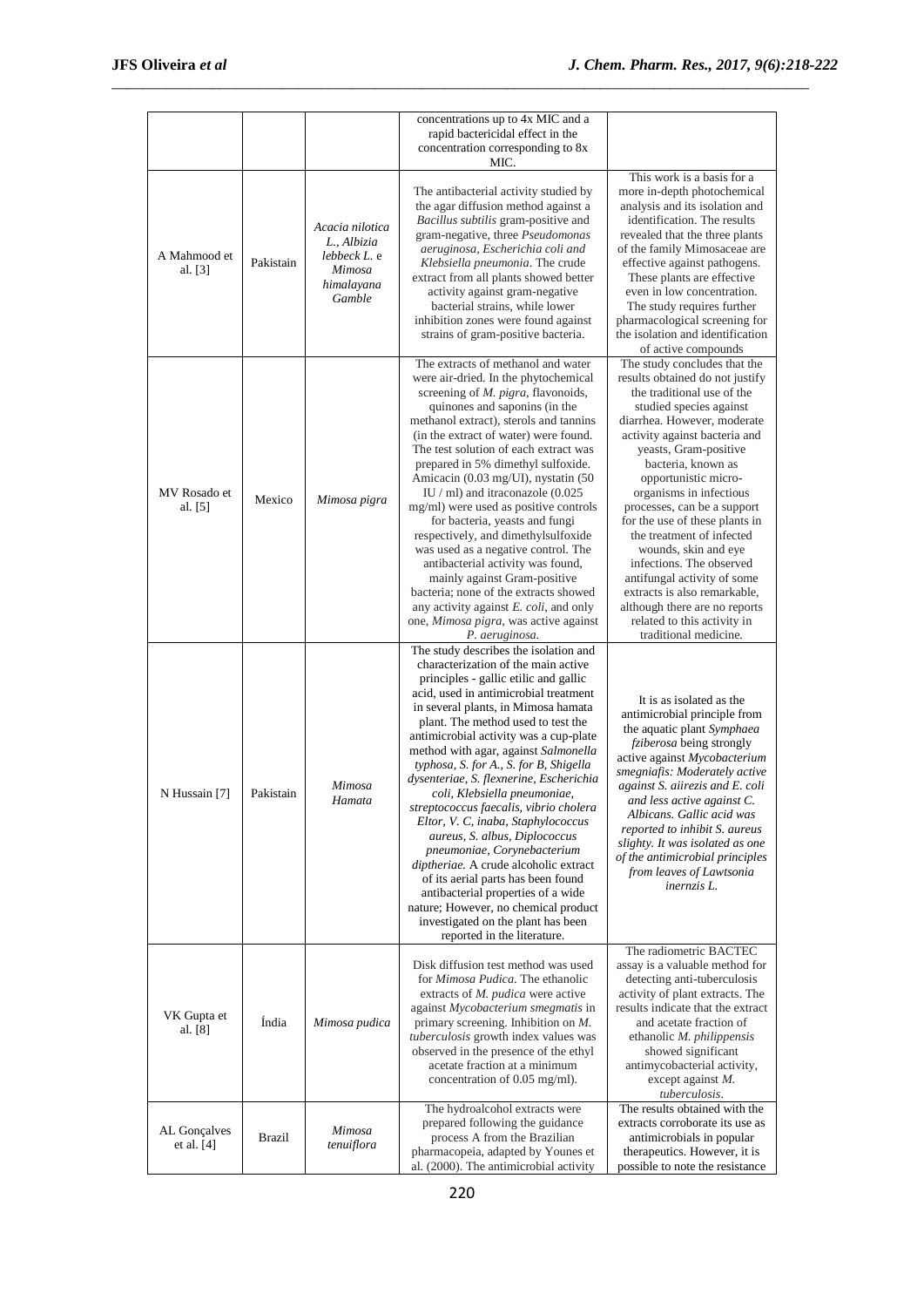| | | | concentrations up to 4x MIC and a rapid bactericidal effect in the concentration corresponding to 8x MIC. | |
|---|---|---|---|---|
| A Mahmood et al. [3] | Pakistain | *Acacia nilotica L., Albizia lebbeck L.* e *Mimosa himalayana Gamble* | The antibacterial activity studied by the agar diffusion method against a *Bacillus subtilis* gram-positive and gram-negative, three *Pseudomonas aeruginosa, Escherichia coli and Klebsiella pneumonia*. The crude extract from all plants showed better activity against gram-negative bacterial strains, while lower inhibition zones were found against strains of gram-positive bacteria. | This work is a basis for a more in-depth photochemical analysis and its isolation and identification. The results revealed that the three plants of the family Mimosaceae are effective against pathogens. These plants are effective even in low concentration. The study requires further pharmacological screening for the isolation and identification of active compounds |
| MV Rosado et al. [5] | Mexico | *Mimosa pigra* | The extracts of methanol and water were air-dried. In the phytochemical screening of *M. pigra*, flavonoids, quinones and saponins (in the methanol extract), sterols and tannins (in the extract of water) were found. The test solution of each extract was prepared in 5% dimethyl sulfoxide. Amicacin (0.03 mg/Ul), nystatin (50 IU / ml) and itraconazole (0.025 mg/ml) were used as positive controls for bacteria, yeasts and fungi respectively, and dimethylsulfoxide was used as a negative control. The antibacterial activity was found, mainly against Gram-positive bacteria; none of the extracts showed any activity against *E. coli*, and only one, *Mimosa pigra*, was active against *P. aeruginosa*. | The study concludes that the results obtained do not justify the traditional use of the studied species against diarrhea. However, moderate activity against bacteria and yeasts, Gram-positive bacteria, known as opportunistic micro-organisms in infectious processes, can be a support for the use of these plants in the treatment of infected wounds, skin and eye infections. The observed antifungal activity of some extracts is also remarkable, although there are no reports related to this activity in traditional medicine. |
| N Hussain [7] | Pakistain | *Mimosa Hamata* | The study describes the isolation and characterization of the main active principles - gallic etilic and gallic acid, used in antimicrobial treatment in several plants, in Mimosa hamata plant. The method used to test the antimicrobial activity was a cup-plate method with agar, against *Salmonella typhosa, S. for A., S. for B, Shigella dysenteriae, S. flexnerine, Escherichia coli, Klebsiella pneumoniae, streptococcus faecalis, vibrio cholera Eltor, V. C, inaba, Staphylococcus aureus, S. albus, Diplococcus pneumoniae, Corynebacterium diptheriae.* A crude alcoholic extract of its aerial parts has been found antibacterial properties of a wide nature; However, no chemical product investigated on the plant has been reported in the literature. | It is as isolated as the antimicrobial principle from the aquatic plant *Symphaea fziberosa* being strongly active against *Mycobacterium smegniafis: Moderately active against S. aiirezis and E. coli and less active against C. Albicans. Gallic acid was reported to inhibit S. aureus slighty. It was isolated as one of the antimicrobial principles from leaves of Lawtsonia inernzis L.* |
| VK Gupta et al. [8] | Índia | *Mimosa pudica* | Disk diffusion test method was used for *Mimosa Pudica*. The ethanolic extracts of *M. pudica* were active against *Mycobacterium smegmatis* in primary screening. Inhibition on *M. tuberculosis* growth index values was observed in the presence of the ethyl acetate fraction at a minimum concentration of 0.05 mg/ml). | The radiometric BACTEC assay is a valuable method for detecting anti-tuberculosis activity of plant extracts. The results indicate that the extract and acetate fraction of ethanolic *M. philippensis* showed significant antimycobacterial activity, except against *M. tuberculosis*. |
| AL Gonçalves et al. [4] | Brazil | *Mimosa tenuiflora* | The hydroalcohol extracts were prepared following the guidance process A from the Brazilian pharmacopeia, adapted by Younes et al. (2000). The antimicrobial activity | The results obtained with the extracts corroborate its use as antimicrobials in popular therapeutics. However, it is possible to note the resistance |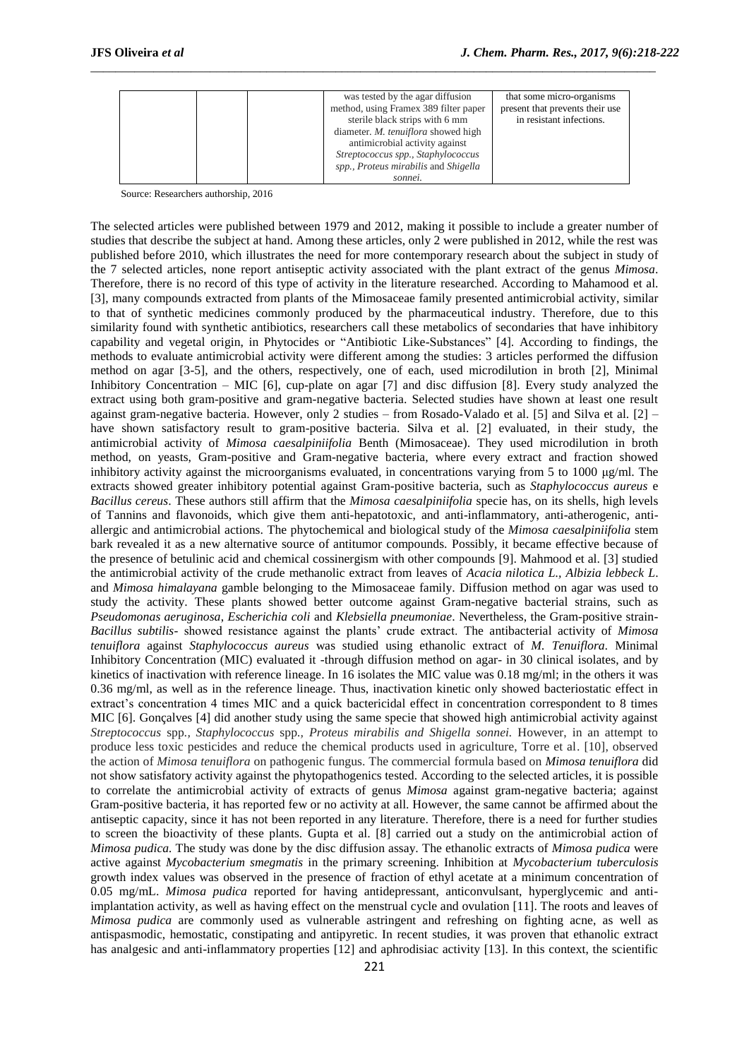| | | | was tested by the agar diffusion method, using Framex 389 filter paper sterile black strips with 6 mm diameter. *M. tenuiflora* showed high antimicrobial activity against *Streptococcus spp., Staphylococcus spp., Proteus mirabilis* and *Shigella sonnei.* | that some micro-organisms present that prevents their use in resistant infections. |
|---|---|---|---|---|

Source: Researchers authorship, 2016

The selected articles were published between 1979 and 2012, making it possible to include a greater number of studies that describe the subject at hand. Among these articles, only 2 were published in 2012, while the rest was published before 2010, which illustrates the need for more contemporary research about the subject in study of the 7 selected articles, none report antiseptic activity associated with the plant extract of the genus *Mimosa*. Therefore, there is no record of this type of activity in the literature researched. According to Mahamood et al. [3], many compounds extracted from plants of the Mimosaceae family presented antimicrobial activity, similar to that of synthetic medicines commonly produced by the pharmaceutical industry. Therefore, due to this similarity found with synthetic antibiotics, researchers call these metabolics of secondaries that have inhibitory capability and vegetal origin, in Phytocides or "Antibiotic Like-Substances" [4]. According to findings, the methods to evaluate antimicrobial activity were different among the studies: 3 articles performed the diffusion method on agar [3-5], and the others, respectively, one of each, used microdilution in broth [2], Minimal Inhibitory Concentration – MIC [6], cup-plate on agar [7] and disc diffusion [8]. Every study analyzed the extract using both gram-positive and gram-negative bacteria. Selected studies have shown at least one result against gram-negative bacteria. However, only 2 studies – from Rosado-Valado et al. [5] and Silva et al. [2] – have shown satisfactory result to gram-positive bacteria. Silva et al. [2] evaluated, in their study, the antimicrobial activity of *Mimosa caesalpiniifolia* Benth (Mimosaceae). They used microdilution in broth method, on yeasts, Gram-positive and Gram-negative bacteria, where every extract and fraction showed inhibitory activity against the microorganisms evaluated, in concentrations varying from 5 to 1000 μg/ml. The extracts showed greater inhibitory potential against Gram-positive bacteria, such as *Staphylococcus aureus* e *Bacillus cereus*. These authors still affirm that the *Mimosa caesalpiniifolia* specie has, on its shells, high levels of Tannins and flavonoids, which give them anti-hepatotoxic, and anti-inflammatory, anti-atherogenic, anti-allergic and antimicrobial actions. The phytochemical and biological study of the *Mimosa caesalpiniifolia* stem bark revealed it as a new alternative source of antitumor compounds. Possibly, it became effective because of the presence of betulinic acid and chemical cossinergism with other compounds [9]. Mahmood et al. [3] studied the antimicrobial activity of the crude methanolic extract from leaves of *Acacia nilotica L., Albizia lebbeck L.* and *Mimosa himalayana* gamble belonging to the Mimosaceae family. Diffusion method on agar was used to study the activity. These plants showed better outcome against Gram-negative bacterial strains, such as *Pseudomonas aeruginosa, Escherichia coli* and *Klebsiella pneumoniae*. Nevertheless, the Gram-positive strain- *Bacillus subtilis*- showed resistance against the plants' crude extract. The antibacterial activity of *Mimosa tenuiflora* against *Staphylococcus aureus* was studied using ethanolic extract of *M. Tenuiflora.* Minimal Inhibitory Concentration (MIC) evaluated it -through diffusion method on agar- in 30 clinical isolates, and by kinetics of inactivation with reference lineage. In 16 isolates the MIC value was 0.18 mg/ml; in the others it was 0.36 mg/ml, as well as in the reference lineage. Thus, inactivation kinetic only showed bacteriostatic effect in extract's concentration 4 times MIC and a quick bactericidal effect in concentration correspondent to 8 times MIC [6]. Gonçalves [4] did another study using the same specie that showed high antimicrobial activity against *Streptococcus* spp.*, Staphylococcus* spp.*, Proteus mirabilis and Shigella sonnei.* However, in an attempt to produce less toxic pesticides and reduce the chemical products used in agriculture, Torre et al. [10], observed the action of *Mimosa tenuiflora* on pathogenic fungus. The commercial formula based on *Mimosa tenuiflora* did not show satisfactory activity against the phytopathogenics tested. According to the selected articles, it is possible to correlate the antimicrobial activity of extracts of genus *Mimosa* against gram-negative bacteria; against Gram-positive bacteria, it has reported few or no activity at all. However, the same cannot be affirmed about the antiseptic capacity, since it has not been reported in any literature. Therefore, there is a need for further studies to screen the bioactivity of these plants. Gupta et al. [8] carried out a study on the antimicrobial action of *Mimosa pudica.* The study was done by the disc diffusion assay. The ethanolic extracts of *Mimosa pudica* were active against *Mycobacterium smegmatis* in the primary screening. Inhibition at *Mycobacterium tuberculosis* growth index values was observed in the presence of fraction of ethyl acetate at a minimum concentration of 0.05 mg/mL. *Mimosa pudica* reported for having antidepressant, anticonvulsant, hyperglycemic and anti-implantation activity, as well as having effect on the menstrual cycle and ovulation [11]. The roots and leaves of *Mimosa pudica* are commonly used as vulnerable astringent and refreshing on fighting acne, as well as antispasmodic, hemostatic, constipating and antipyretic. In recent studies, it was proven that ethanolic extract has analgesic and anti-inflammatory properties [12] and aphrodisiac activity [13]. In this context, the scientific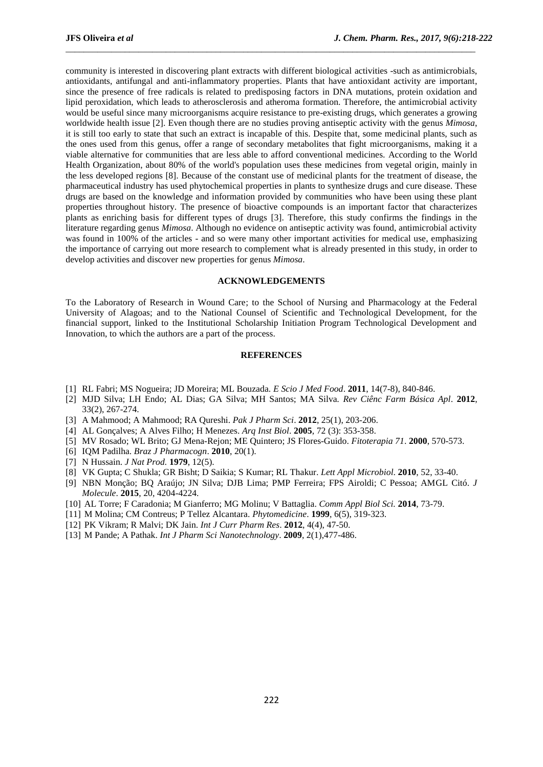community is interested in discovering plant extracts with different biological activities -such as antimicrobials, antioxidants, antifungal and anti-inflammatory properties. Plants that have antioxidant activity are important, since the presence of free radicals is related to predisposing factors in DNA mutations, protein oxidation and lipid peroxidation, which leads to atherosclerosis and atheroma formation. Therefore, the antimicrobial activity would be useful since many microorganisms acquire resistance to pre-existing drugs, which generates a growing worldwide health issue [2]. Even though there are no studies proving antiseptic activity with the genus *Mimosa*, it is still too early to state that such an extract is incapable of this. Despite that, some medicinal plants, such as the ones used from this genus, offer a range of secondary metabolites that fight microorganisms, making it a viable alternative for communities that are less able to afford conventional medicines. According to the World Health Organization, about 80% of the world's population uses these medicines from vegetal origin, mainly in the less developed regions [8]. Because of the constant use of medicinal plants for the treatment of disease, the pharmaceutical industry has used phytochemical properties in plants to synthesize drugs and cure disease. These drugs are based on the knowledge and information provided by communities who have been using these plant properties throughout history. The presence of bioactive compounds is an important factor that characterizes plants as enriching basis for different types of drugs [3]. Therefore, this study confirms the findings in the literature regarding genus *Mimosa*. Although no evidence on antiseptic activity was found, antimicrobial activity was found in 100% of the articles - and so were many other important activities for medical use, emphasizing the importance of carrying out more research to complement what is already presented in this study, in order to develop activities and discover new properties for genus *Mimosa*.

## ACKNOWLEDGEMENTS

To the Laboratory of Research in Wound Care; to the School of Nursing and Pharmacology at the Federal University of Alagoas; and to the National Counsel of Scientific and Technological Development, for the financial support, linked to the Institutional Scholarship Initiation Program Technological Development and Innovation, to which the authors are a part of the process.

## REFERENCES

[1] RL Fabri; MS Nogueira; JD Moreira; ML Bouzada. *E Scio J Med Food*. **2011**, 14(7-8), 840-846.

[2] MJD Silva; LH Endo; AL Dias; GA Silva; MH Santos; MA Silva. *Rev Ciênc Farm Básica Apl*. **2012**, 33(2), 267-274.

[3] A Mahmood; A Mahmood; RA Qureshi. *Pak J Pharm Sci*. **2012**, 25(1), 203-206.

[4] AL Gonçalves; A Alves Filho; H Menezes. *Arq Inst Biol*. **2005**, 72 (3): 353-358.

[5] MV Rosado; WL Brito; GJ Mena-Rejon; ME Quintero; JS Flores-Guido. *Fitoterapia 71*. **2000**, 570-573.

[6] IQM Padilha. *Braz J Pharmacogn*. **2010**, 20(1).

[7] N Hussain. *J Nat Prod.* **1979**, 12(5).

[8] VK Gupta; C Shukla; GR Bisht; D Saikia; S Kumar; RL Thakur. *Lett Appl Microbiol*. **2010**, 52, 33-40.

[9] NBN Monção; BQ Araújo; JN Silva; DJB Lima; PMP Ferreira; FPS Airoldi; C Pessoa; AMGL Citó. *J Molecule*. **2015**, 20, 4204-4224.

[10] AL Torre; F Caradonia; M Gianferro; MG Molinu; V Battaglia. *Comm Appl Biol Sci.* **2014**, 73-79.

[11] M Molina; CM Contreus; P Tellez Alcantara. *Phytomedicine*. **1999**, 6(5), 319-323.

[12] PK Vikram; R Malvi; DK Jain. *Int J Curr Pharm Res*. **2012**, 4(4), 47-50.

[13] M Pande; A Pathak. *Int J Pharm Sci Nanotechnology*. **2009**, 2(1),477-486.